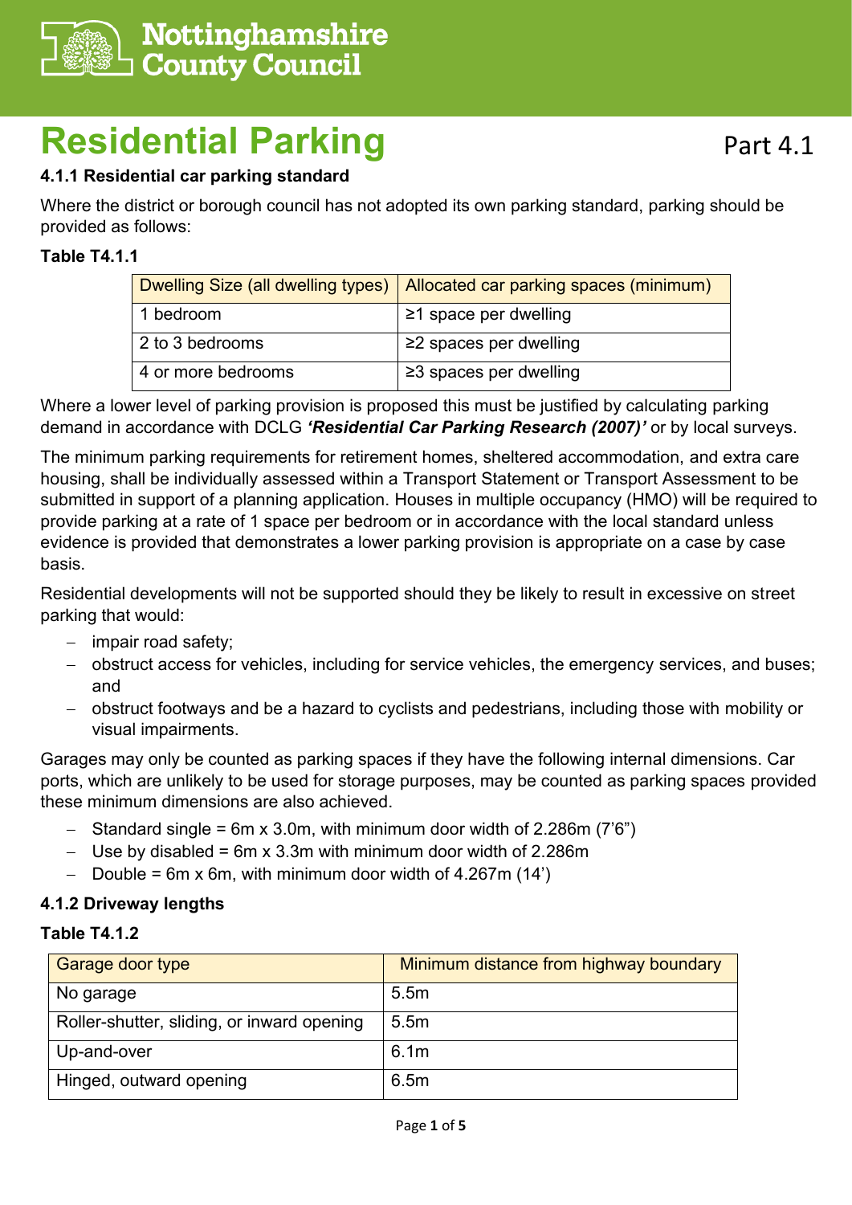Nottinghamshire County Council

# Residential Parking

Part 4.1

### 4.1.1 Residential car parking standard

Where the district or borough council has not adopted its own parking standard, parking should be provided as follows:

**Table T4.1.1**

| Dwelling Size (all dwelling types) | Allocated car parking spaces (minimum) |
|---|---|
| 1 bedroom | ≥1 space per dwelling |
| 2 to 3 bedrooms | ≥2 spaces per dwelling |
| 4 or more bedrooms | ≥3 spaces per dwelling |

Where a lower level of parking provision is proposed this must be justified by calculating parking demand in accordance with DCLG ***'Residential Car Parking Research (2007)'*** or by local surveys.

The minimum parking requirements for retirement homes, sheltered accommodation, and extra care housing, shall be individually assessed within a Transport Statement or Transport Assessment to be submitted in support of a planning application. Houses in multiple occupancy (HMO) will be required to provide parking at a rate of 1 space per bedroom or in accordance with the local standard unless evidence is provided that demonstrates a lower parking provision is appropriate on a case by case basis.

Residential developments will not be supported should they be likely to result in excessive on street parking that would:

- impair road safety;
- obstruct access for vehicles, including for service vehicles, the emergency services, and buses; and
- obstruct footways and be a hazard to cyclists and pedestrians, including those with mobility or visual impairments.

Garages may only be counted as parking spaces if they have the following internal dimensions. Car ports, which are unlikely to be used for storage purposes, may be counted as parking spaces provided these minimum dimensions are also achieved.

- Standard single = 6m x 3.0m, with minimum door width of 2.286m (7'6")
- Use by disabled = 6m x 3.3m with minimum door width of 2.286m
- Double = 6m x 6m, with minimum door width of 4.267m (14')

### 4.1.2 Driveway lengths

**Table T4.1.2**

| Garage door type | Minimum distance from highway boundary |
|---|---|
| No garage | 5.5m |
| Roller-shutter, sliding, or inward opening | 5.5m |
| Up-and-over | 6.1m |
| Hinged, outward opening | 6.5m |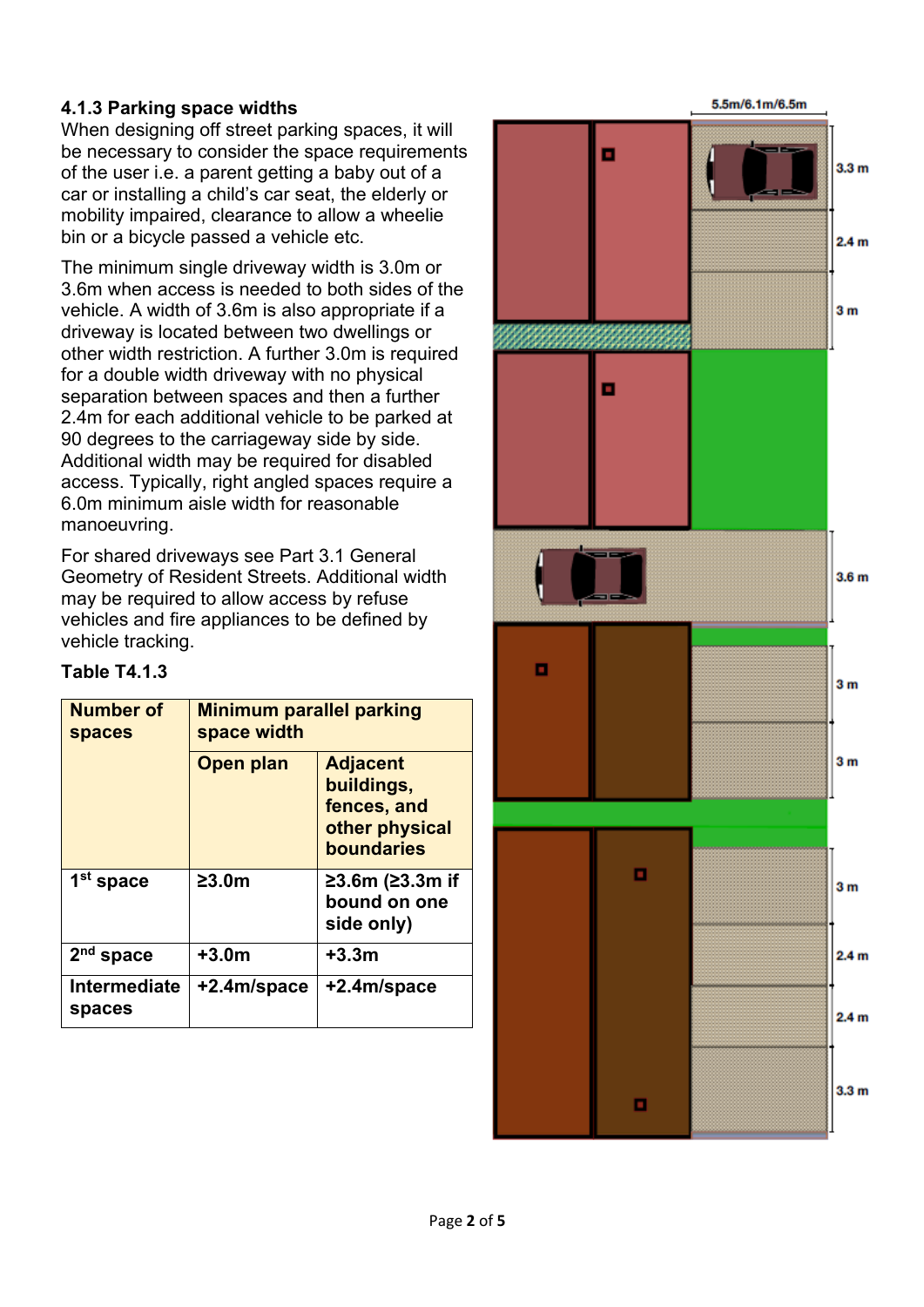### 4.1.3 Parking space widths

When designing off street parking spaces, it will be necessary to consider the space requirements of the user i.e. a parent getting a baby out of a car or installing a child's car seat, the elderly or mobility impaired, clearance to allow a wheelie bin or a bicycle passed a vehicle etc.

The minimum single driveway width is 3.0m or 3.6m when access is needed to both sides of the vehicle. A width of 3.6m is also appropriate if a driveway is located between two dwellings or other width restriction. A further 3.0m is required for a double width driveway with no physical separation between spaces and then a further 2.4m for each additional vehicle to be parked at 90 degrees to the carriageway side by side. Additional width may be required for disabled access. Typically, right angled spaces require a 6.0m minimum aisle width for reasonable manoeuvring.

For shared driveways see Part 3.1 General Geometry of Resident Streets. Additional width may be required to allow access by refuse vehicles and fire appliances to be defined by vehicle tracking.

**Table T4.1.3**

| **Number of spaces** | **Minimum parallel parking space width** | |
|---|---|---|
| | **Open plan** | **Adjacent buildings, fences, and other physical boundaries** |
| **1st space** | **≥3.0m** | **≥3.6m (≥3.3m if bound on one side only)** |
| **2nd space** | **+3.0m** | **+3.3m** |
| **Intermediate spaces** | **+2.4m/space** | **+2.4m/space** |

5.5m/6.1m/6.5m

3.3 m
2.4 m
3 m
3.6 m
3 m
3 m
3 m
2.4 m
2.4 m
3.3 m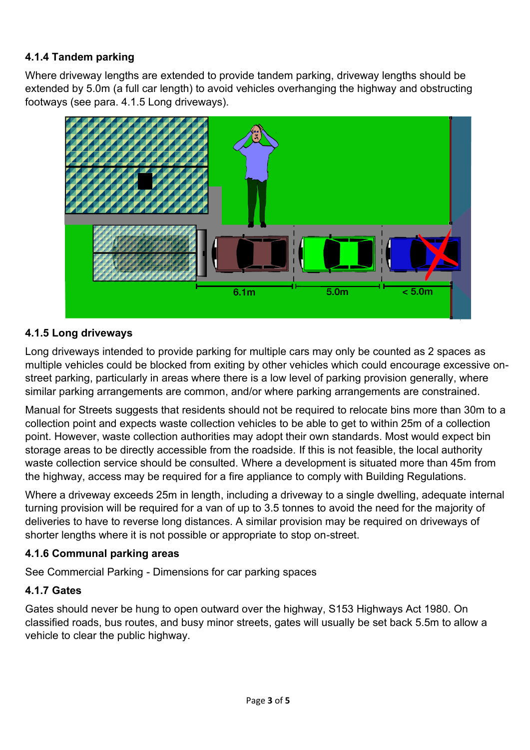### 4.1.4 Tandem parking

Where driveway lengths are extended to provide tandem parking, driveway lengths should be extended by 5.0m (a full car length) to avoid vehicles overhanging the highway and obstructing footways (see para. 4.1.5 Long driveways).

### 4.1.5 Long driveways

Long driveways intended to provide parking for multiple cars may only be counted as 2 spaces as multiple vehicles could be blocked from exiting by other vehicles which could encourage excessive on-street parking, particularly in areas where there is a low level of parking provision generally, where similar parking arrangements are common, and/or where parking arrangements are constrained.

Manual for Streets suggests that residents should not be required to relocate bins more than 30m to a collection point and expects waste collection vehicles to be able to get to within 25m of a collection point. However, waste collection authorities may adopt their own standards. Most would expect bin storage areas to be directly accessible from the roadside. If this is not feasible, the local authority waste collection service should be consulted. Where a development is situated more than 45m from the highway, access may be required for a fire appliance to comply with Building Regulations.

Where a driveway exceeds 25m in length, including a driveway to a single dwelling, adequate internal turning provision will be required for a van of up to 3.5 tonnes to avoid the need for the majority of deliveries to have to reverse long distances. A similar provision may be required on driveways of shorter lengths where it is not possible or appropriate to stop on-street.

### 4.1.6 Communal parking areas

See Commercial Parking - Dimensions for car parking spaces

### 4.1.7 Gates

Gates should never be hung to open outward over the highway, S153 Highways Act 1980. On classified roads, bus routes, and busy minor streets, gates will usually be set back 5.5m to allow a vehicle to clear the public highway.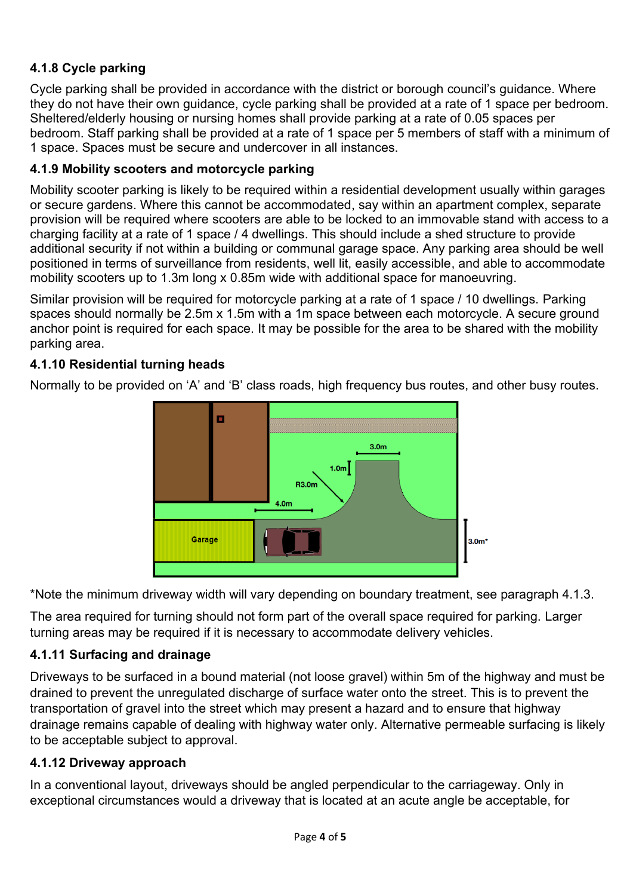#### 4.1.8 Cycle parking

Cycle parking shall be provided in accordance with the district or borough council's guidance. Where they do not have their own guidance, cycle parking shall be provided at a rate of 1 space per bedroom. Sheltered/elderly housing or nursing homes shall provide parking at a rate of 0.05 spaces per bedroom. Staff parking shall be provided at a rate of 1 space per 5 members of staff with a minimum of 1 space. Spaces must be secure and undercover in all instances.

#### 4.1.9 Mobility scooters and motorcycle parking

Mobility scooter parking is likely to be required within a residential development usually within garages or secure gardens. Where this cannot be accommodated, say within an apartment complex, separate provision will be required where scooters are able to be locked to an immovable stand with access to a charging facility at a rate of 1 space / 4 dwellings. This should include a shed structure to provide additional security if not within a building or communal garage space. Any parking area should be well positioned in terms of surveillance from residents, well lit, easily accessible, and able to accommodate mobility scooters up to 1.3m long x 0.85m wide with additional space for manoeuvring.

Similar provision will be required for motorcycle parking at a rate of 1 space / 10 dwellings. Parking spaces should normally be 2.5m x 1.5m with a 1m space between each motorcycle. A secure ground anchor point is required for each space. It may be possible for the area to be shared with the mobility parking area.

#### 4.1.10 Residential turning heads

Normally to be provided on 'A' and 'B' class roads, high frequency bus routes, and other busy routes.

*Note the minimum driveway width will vary depending on boundary treatment, see paragraph 4.1.3.

The area required for turning should not form part of the overall space required for parking. Larger turning areas may be required if it is necessary to accommodate delivery vehicles.

#### 4.1.11 Surfacing and drainage

Driveways to be surfaced in a bound material (not loose gravel) within 5m of the highway and must be drained to prevent the unregulated discharge of surface water onto the street. This is to prevent the transportation of gravel into the street which may present a hazard and to ensure that highway drainage remains capable of dealing with highway water only. Alternative permeable surfacing is likely to be acceptable subject to approval.

#### 4.1.12 Driveway approach

In a conventional layout, driveways should be angled perpendicular to the carriageway. Only in exceptional circumstances would a driveway that is located at an acute angle be acceptable, for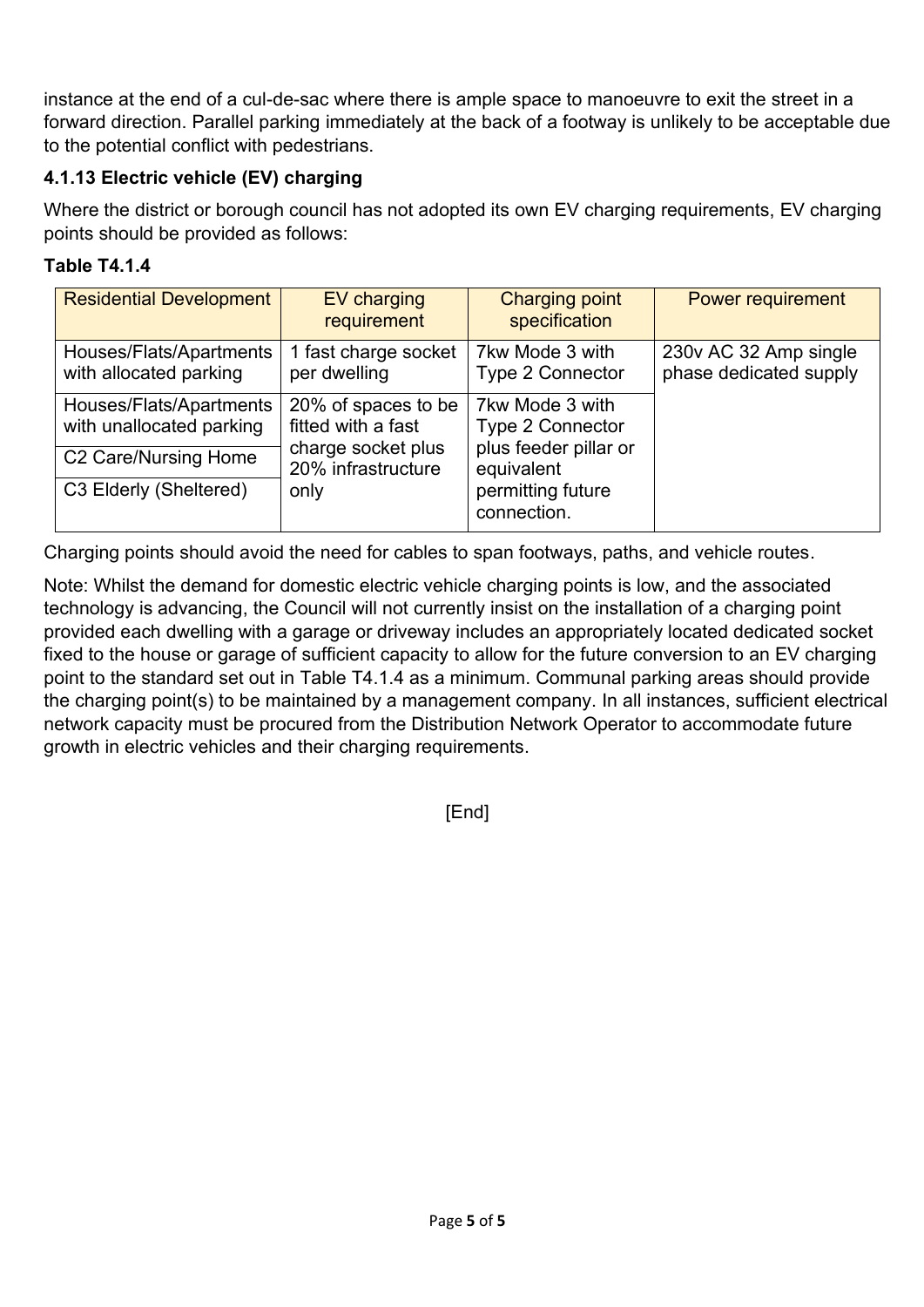instance at the end of a cul-de-sac where there is ample space to manoeuvre to exit the street in a forward direction. Parallel parking immediately at the back of a footway is unlikely to be acceptable due to the potential conflict with pedestrians.

### 4.1.13 Electric vehicle (EV) charging

Where the district or borough council has not adopted its own EV charging requirements, EV charging points should be provided as follows:

**Table T4.1.4**

| Residential Development | EV charging requirement | Charging point specification | Power requirement |
|---|---|---|---|
| Houses/Flats/Apartments with allocated parking | 1 fast charge socket per dwelling | 7kw Mode 3 with Type 2 Connector | 230v AC 32 Amp single phase dedicated supply |
| Houses/Flats/Apartments with unallocated parking | 20% of spaces to be fitted with a fast charge socket plus 20% infrastructure only | 7kw Mode 3 with Type 2 Connector plus feeder pillar or equivalent permitting future connection. | |
| C2 Care/Nursing Home | | | |
| C3 Elderly (Sheltered) | | | |

Charging points should avoid the need for cables to span footways, paths, and vehicle routes.

Note: Whilst the demand for domestic electric vehicle charging points is low, and the associated technology is advancing, the Council will not currently insist on the installation of a charging point provided each dwelling with a garage or driveway includes an appropriately located dedicated socket fixed to the house or garage of sufficient capacity to allow for the future conversion to an EV charging point to the standard set out in Table T4.1.4 as a minimum. Communal parking areas should provide the charging point(s) to be maintained by a management company. In all instances, sufficient electrical network capacity must be procured from the Distribution Network Operator to accommodate future growth in electric vehicles and their charging requirements.

[End]